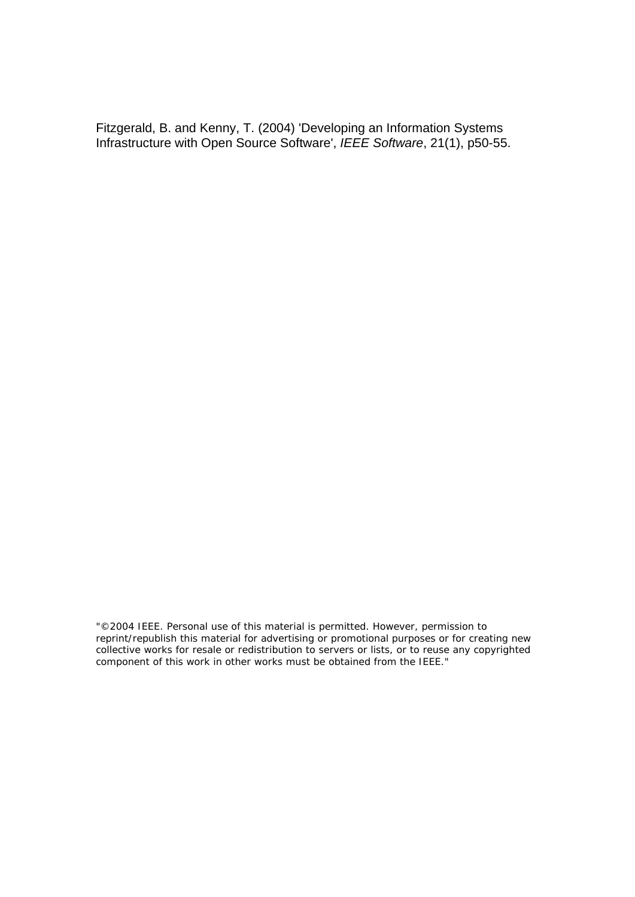Fitzgerald, B. and Kenny, T. (2004) 'Developing an Information Systems Infrastructure with Open Source Software', *IEEE Software*, 21(1), p50-55.

"©2004 IEEE. Personal use of this material is permitted. However, permission to reprint/republish this material for advertising or promotional purposes or for creating new collective works for resale or redistribution to servers or lists, or to reuse any copyrighted component of this work in other works must be obtained from the IEEE."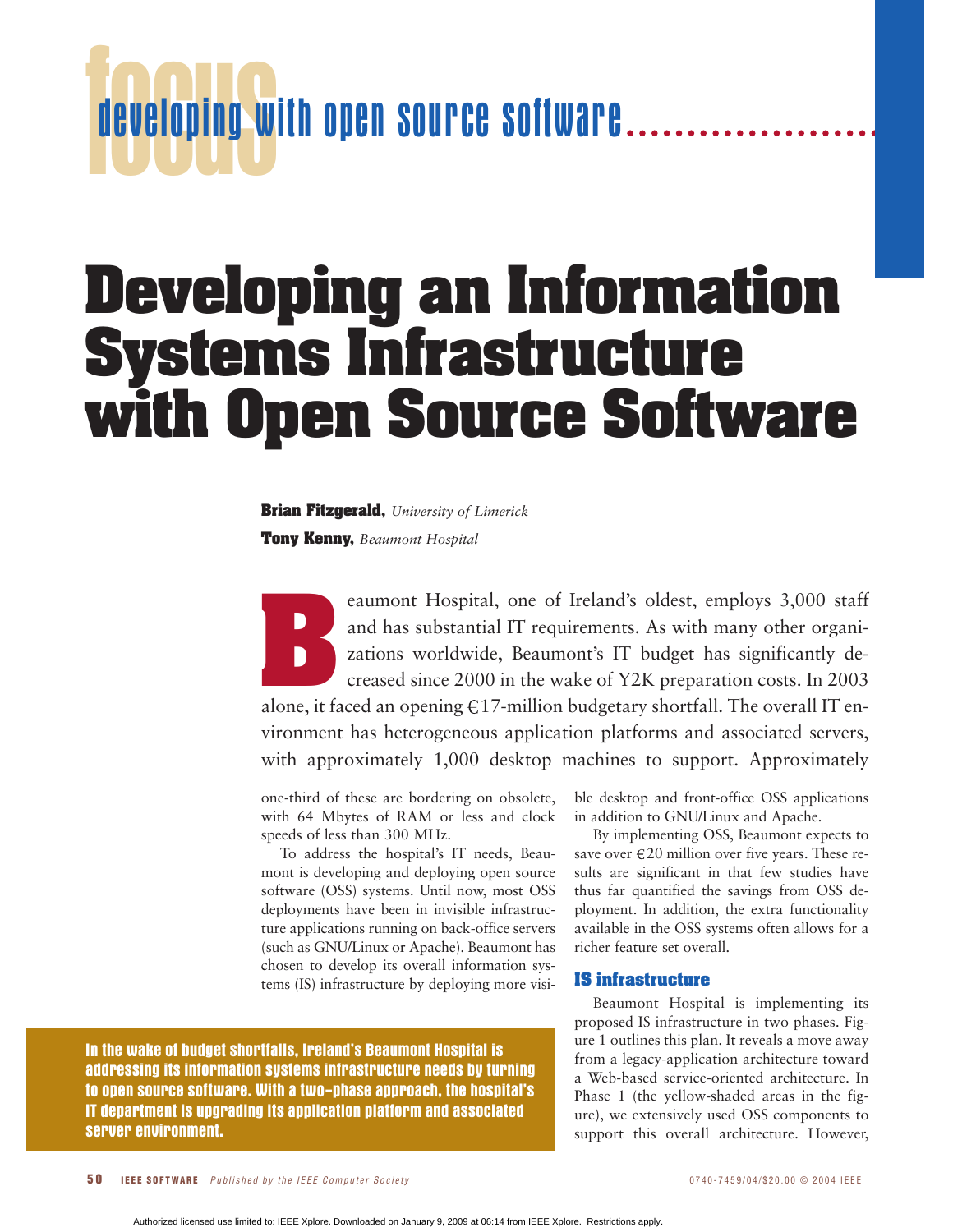focus developing with open source software

# Developing an Information Systems Infrastructure with Open Source Software

**Brian Fitzgerald,** *University of Limerick*

**Tony Kenny,** *Beaumont Hospital*

**In the wake of budget shortfalls, Ireland's Beaumont Hospital is addressing its information systems infrastructure needs by turning to open source software. With a two-phase approach, the hospital's IT department is upgrading its application platform and associated server environment.**

Beaumont Hospital, one of Ireland's oldest, employs 3,000 staff and has substantial IT requirements. As with many other organizations worldwide, Beaumont's IT budget has significantly decreased since 2000 in the wake of Y2K preparation costs. In 2003 alone, it faced an opening €17-million budgetary shortfall. The overall IT environment has heterogeneous application platforms and associated servers, with approximately 1,000 desktop machines to support. Approximately one-third of these are bordering on obsolete, with 64 Mbytes of RAM or less and clock speeds of less than 300 MHz.

To address the hospital's IT needs, Beaumont is developing and deploying open source software (OSS) systems. Until now, most OSS deployments have been in invisible infrastructure applications running on back-office servers (such as GNU/Linux or Apache). Beaumont has chosen to develop its overall information systems (IS) infrastructure by deploying more visible desktop and front-office OSS applications in addition to GNU/Linux and Apache.

By implementing OSS, Beaumont expects to save over €20 million over five years. These results are significant in that few studies have thus far quantified the savings from OSS deployment. In addition, the extra functionality available in the OSS systems often allows for a richer feature set overall.

## IS infrastructure

Beaumont Hospital is implementing its proposed IS infrastructure in two phases. Figure 1 outlines this plan. It reveals a move away from a legacy-application architecture toward a Web-based service-oriented architecture. In Phase 1 (the yellow-shaded areas in the figure), we extensively used OSS components to support this overall architecture. However,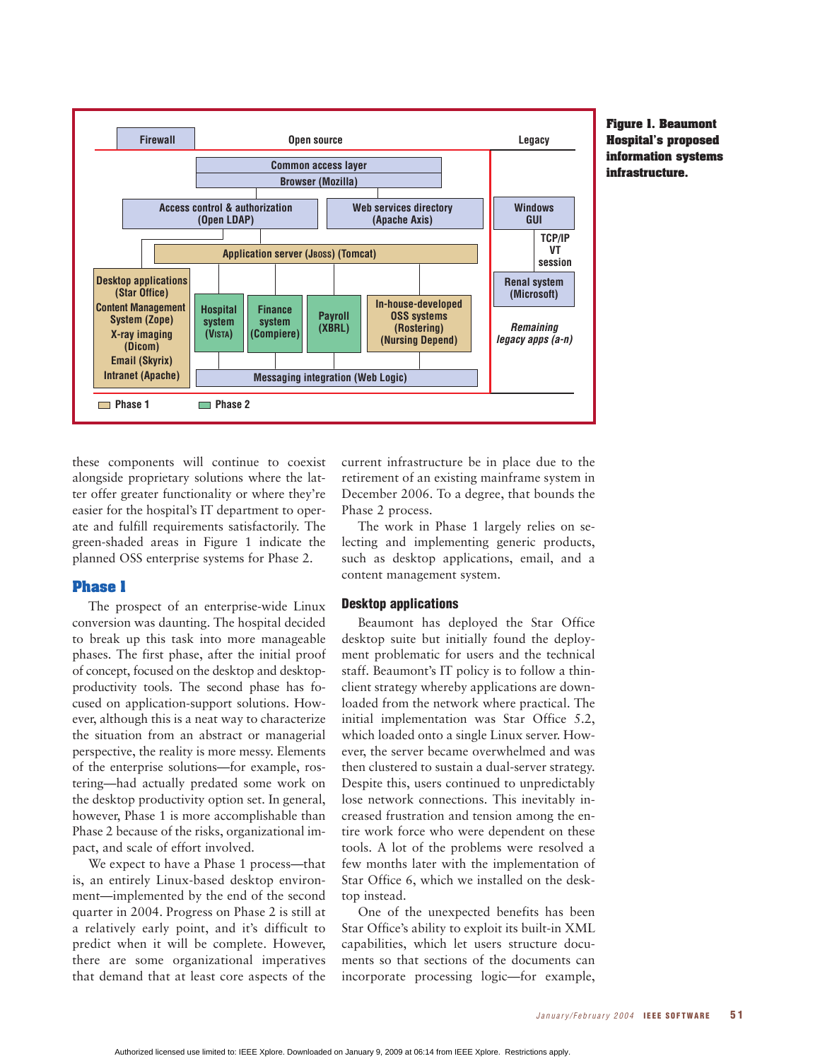**Figure 1. Beaumont Hospital's proposed information systems infrastructure.**

these components will continue to coexist alongside proprietary solutions where the latter offer greater functionality or where they're easier for the hospital's IT department to operate and fulfill requirements satisfactorily. The green-shaded areas in Figure 1 indicate the planned OSS enterprise systems for Phase 2.

## Phase 1

The prospect of an enterprise-wide Linux conversion was daunting. The hospital decided to break up this task into more manageable phases. The first phase, after the initial proof of concept, focused on the desktop and desktop-productivity tools. The second phase has focused on application-support solutions. However, although this is a neat way to characterize the situation from an abstract or managerial perspective, the reality is more messy. Elements of the enterprise solutions—for example, rostering—had actually predated some work on the desktop productivity option set. In general, however, Phase 1 is more accomplishable than Phase 2 because of the risks, organizational impact, and scale of effort involved.

We expect to have a Phase 1 process—that is, an entirely Linux-based desktop environment—implemented by the end of the second quarter in 2004. Progress on Phase 2 is still at a relatively early point, and it's difficult to predict when it will be complete. However, there are some organizational imperatives that demand that at least core aspects of the current infrastructure be in place due to the retirement of an existing mainframe system in December 2006. To a degree, that bounds the Phase 2 process.

The work in Phase 1 largely relies on selecting and implementing generic products, such as desktop applications, email, and a content management system.

### Desktop applications

Beaumont has deployed the Star Office desktop suite but initially found the deployment problematic for users and the technical staff. Beaumont's IT policy is to follow a thin-client strategy whereby applications are downloaded from the network where practical. The initial implementation was Star Office 5.2, which loaded onto a single Linux server. However, the server became overwhelmed and was then clustered to sustain a dual-server strategy. Despite this, users continued to unpredictably lose network connections. This inevitably increased frustration and tension among the entire work force who were dependent on these tools. A lot of the problems were resolved a few months later with the implementation of Star Office 6, which we installed on the desktop instead.

One of the unexpected benefits has been Star Office's ability to exploit its built-in XML capabilities, which let users structure documents so that sections of the documents can incorporate processing logic—for example,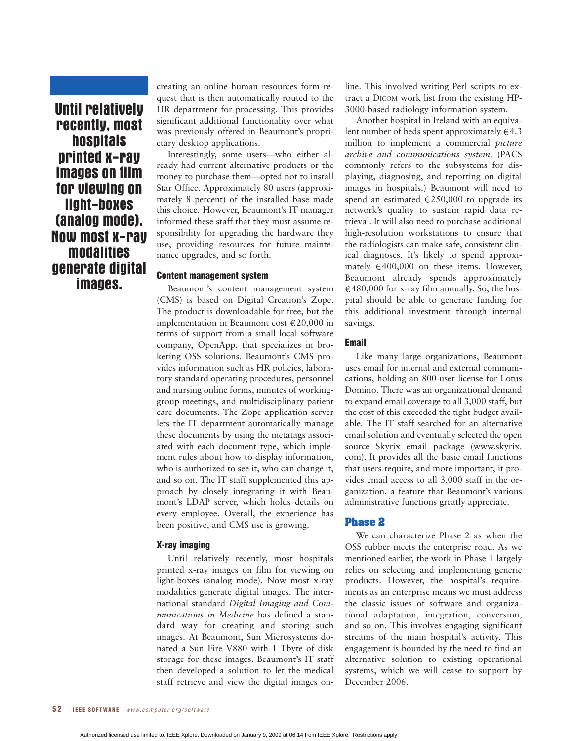**Until relatively recently, most hospitals printed x-ray images on film for viewing on light-boxes (analog mode). Now most x-ray modalities generate digital images.**

creating an online human resources form request that is then automatically routed to the HR department for processing. This provides significant additional functionality over what was previously offered in Beaumont's proprietary desktop applications.

Interestingly, some users—who either already had current alternative products or the money to purchase them—opted not to install Star Office. Approximately 80 users (approximately 8 percent) of the installed base made this choice. However, Beaumont's IT manager informed these staff that they must assume responsibility for upgrading the hardware they use, providing resources for future maintenance upgrades, and so forth.

### Content management system

Beaumont's content management system (CMS) is based on Digital Creation's Zope. The product is downloadable for free, but the implementation in Beaumont cost €20,000 in terms of support from a small local software company, OpenApp, that specializes in brokering OSS solutions. Beaumont's CMS provides information such as HR policies, laboratory standard operating procedures, personnel and nursing online forms, minutes of working-group meetings, and multidisciplinary patient care documents. The Zope application server lets the IT department automatically manage these documents by using the metatags associated with each document type, which implement rules about how to display information, who is authorized to see it, who can change it, and so on. The IT staff supplemented this approach by closely integrating it with Beaumont's LDAP server, which holds details on every employee. Overall, the experience has been positive, and CMS use is growing.

### X-ray imaging

Until relatively recently, most hospitals printed x-ray images on film for viewing on light-boxes (analog mode). Now most x-ray modalities generate digital images. The international standard *Digital Imaging and Communications in Medicine* has defined a standard way for creating and storing such images. At Beaumont, Sun Microsystems donated a Sun Fire V880 with 1 Tbyte of disk storage for these images. Beaumont's IT staff then developed a solution to let the medical staff retrieve and view the digital images online. This involved writing Perl scripts to extract a DICOM work list from the existing HP-3000-based radiology information system.

Another hospital in Ireland with an equivalent number of beds spent approximately €4.3 million to implement a commercial *picture archive and communications system*. (PACS commonly refers to the subsystems for displaying, diagnosing, and reporting on digital images in hospitals.) Beaumont will need to spend an estimated €250,000 to upgrade its network's quality to sustain rapid data retrieval. It will also need to purchase additional high-resolution workstations to ensure that the radiologists can make safe, consistent clinical diagnoses. It's likely to spend approximately €400,000 on these items. However, Beaumont already spends approximately €480,000 for x-ray film annually. So, the hospital should be able to generate funding for this additional investment through internal savings.

### Email

Like many large organizations, Beaumont uses email for internal and external communications, holding an 800-user license for Lotus Domino. There was an organizational demand to expand email coverage to all 3,000 staff, but the cost of this exceeded the tight budget available. The IT staff searched for an alternative email solution and eventually selected the open source Skyrix email package (www.skyrix.com). It provides all the basic email functions that users require, and more important, it provides email access to all 3,000 staff in the organization, a feature that Beaumont's various administrative functions greatly appreciate.

## Phase 2

We can characterize Phase 2 as when the OSS rubber meets the enterprise road. As we mentioned earlier, the work in Phase 1 largely relies on selecting and implementing generic products. However, the hospital's requirements as an enterprise means we must address the classic issues of software and organizational adaptation, integration, conversion, and so on. This involves engaging significant streams of the main hospital's activity. This engagement is bounded by the need to find an alternative solution to existing operational systems, which we will cease to support by December 2006.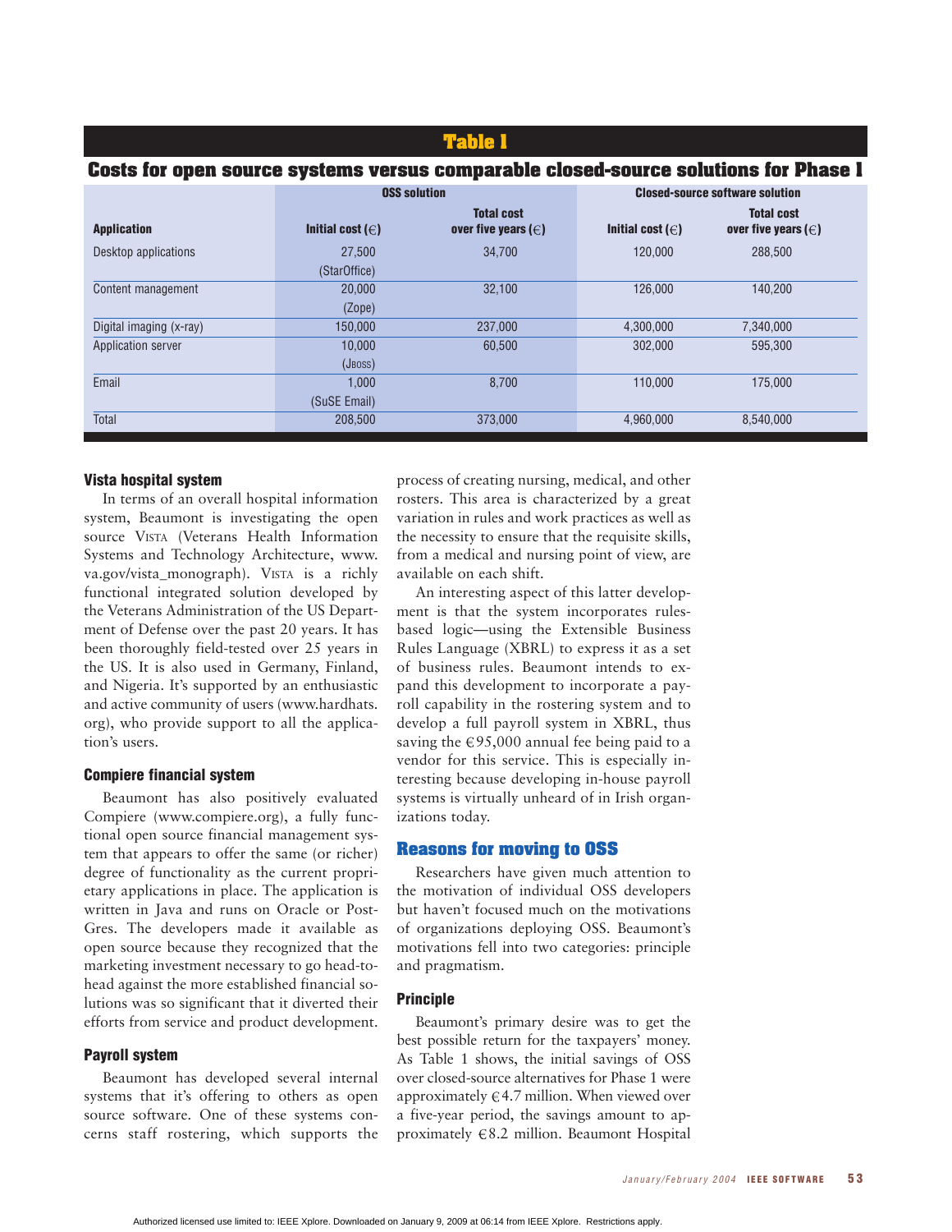## Table 1

### Costs for open source systems versus comparable closed-source solutions for Phase 1

| | OSS solution | | Closed-source software solution | |
|---|---|---|---|---|
| **Application** | **Initial cost (€)** | **Total cost over five years (€)** | **Initial cost (€)** | **Total cost over five years (€)** |
| Desktop applications | 27,500 (StarOffice) | 34,700 | 120,000 | 288,500 |
| Content management | 20,000 (Zope) | 32,100 | 126,000 | 140,200 |
| Digital imaging (x-ray) | 150,000 | 237,000 | 4,300,000 | 7,340,000 |
| Application server | 10,000 (JBoss) | 60,500 | 302,000 | 595,300 |
| Email | 1,000 (SuSE Email) | 8,700 | 110,000 | 175,000 |
| Total | 208,500 | 373,000 | 4,960,000 | 8,540,000 |

### Vista hospital system

In terms of an overall hospital information system, Beaumont is investigating the open source VISTA (Veterans Health Information Systems and Technology Architecture, www.va.gov/vista_monograph). VISTA is a richly functional integrated solution developed by the Veterans Administration of the US Department of Defense over the past 20 years. It has been thoroughly field-tested over 25 years in the US. It is also used in Germany, Finland, and Nigeria. It's supported by an enthusiastic and active community of users (www.hardhats.org), who provide support to all the application's users.

### Compiere financial system

Beaumont has also positively evaluated Compiere (www.compiere.org), a fully functional open source financial management system that appears to offer the same (or richer) degree of functionality as the current proprietary applications in place. The application is written in Java and runs on Oracle or PostGres. The developers made it available as open source because they recognized that the marketing investment necessary to go head-to-head against the more established financial solutions was so significant that it diverted their efforts from service and product development.

### Payroll system

Beaumont has developed several internal systems that it's offering to others as open source software. One of these systems concerns staff rostering, which supports the process of creating nursing, medical, and other rosters. This area is characterized by a great variation in rules and work practices as well as the necessity to ensure that the requisite skills, from a medical and nursing point of view, are available on each shift.

An interesting aspect of this latter development is that the system incorporates rules-based logic—using the Extensible Business Rules Language (XBRL) to express it as a set of business rules. Beaumont intends to expand this development to incorporate a payroll capability in the rostering system and to develop a full payroll system in XBRL, thus saving the €95,000 annual fee being paid to a vendor for this service. This is especially interesting because developing in-house payroll systems is virtually unheard of in Irish organizations today.

## Reasons for moving to OSS

Researchers have given much attention to the motivation of individual OSS developers but haven't focused much on the motivations of organizations deploying OSS. Beaumont's motivations fell into two categories: principle and pragmatism.

### Principle

Beaumont's primary desire was to get the best possible return for the taxpayers' money. As Table 1 shows, the initial savings of OSS over closed-source alternatives for Phase 1 were approximately €4.7 million. When viewed over a five-year period, the savings amount to approximately €8.2 million. Beaumont Hospital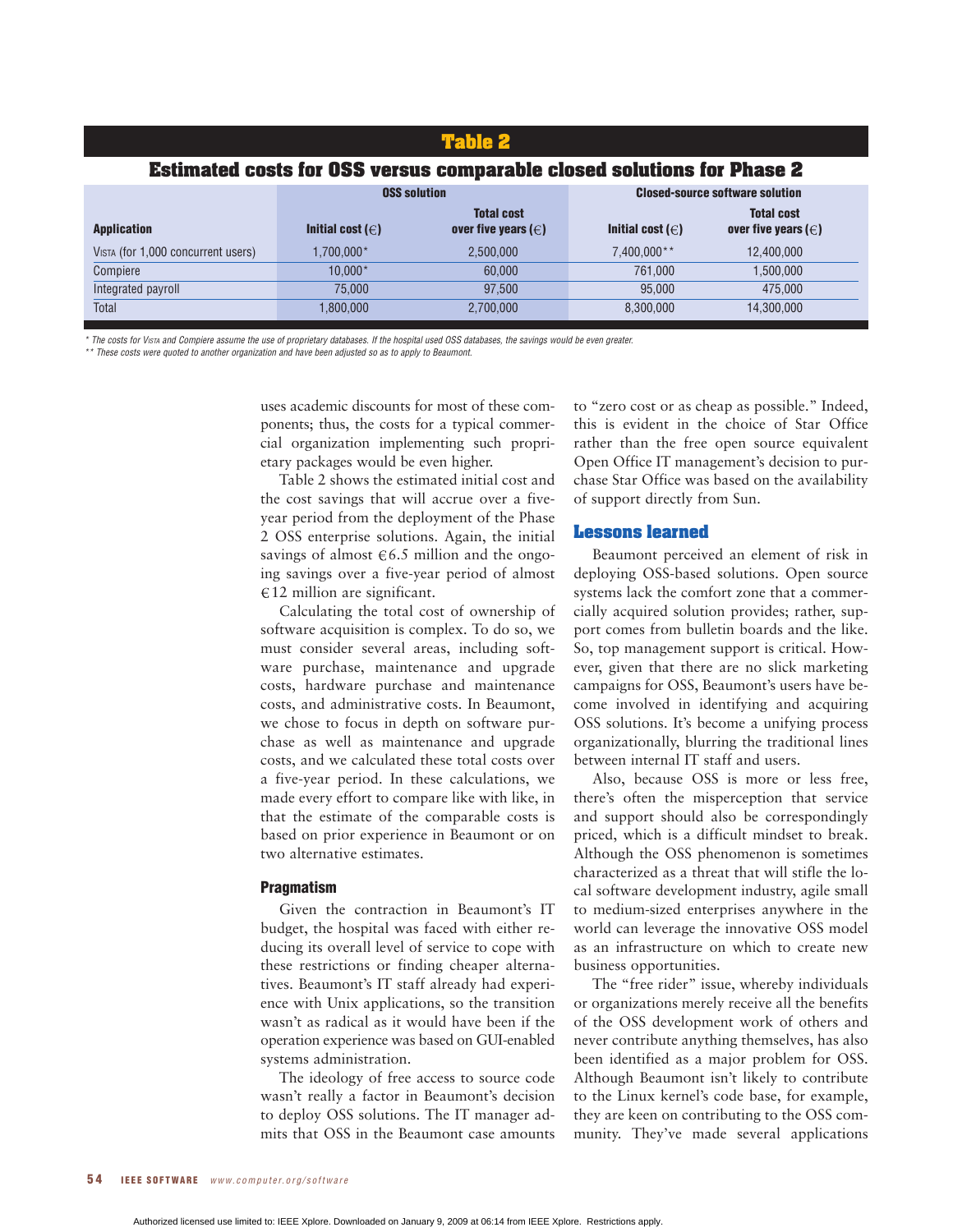**Table 2**

**Estimated costs for OSS versus comparable closed solutions for Phase 2**

| Application | OSS solution | | Closed-source software solution | |
|---|---|---|---|---|
| | Initial cost (€) | Total cost over five years (€) | Initial cost (€) | Total cost over five years (€) |
| VISTA (for 1,000 concurrent users) | 1,700,000* | 2,500,000 | 7,400,000** | 12,400,000 |
| Compiere | 10,000* | 60,000 | 761,000 | 1,500,000 |
| Integrated payroll | 75,000 | 97,500 | 95,000 | 475,000 |
| Total | 1,800,000 | 2,700,000 | 8,300,000 | 14,300,000 |

\* The costs for VISTA and Compiere assume the use of proprietary databases. If the hospital used OSS databases, the savings would be even greater.

\*\* These costs were quoted to another organization and have been adjusted so as to apply to Beaumont.

uses academic discounts for most of these components; thus, the costs for a typical commercial organization implementing such proprietary packages would be even higher.

Table 2 shows the estimated initial cost and the cost savings that will accrue over a five-year period from the deployment of the Phase 2 OSS enterprise solutions. Again, the initial savings of almost €6.5 million and the ongoing savings over a five-year period of almost €12 million are significant.

Calculating the total cost of ownership of software acquisition is complex. To do so, we must consider several areas, including software purchase, maintenance and upgrade costs, hardware purchase and maintenance costs, and administrative costs. In Beaumont, we chose to focus in depth on software purchase as well as maintenance and upgrade costs, and we calculated these total costs over a five-year period. In these calculations, we made every effort to compare like with like, in that the estimate of the comparable costs is based on prior experience in Beaumont or on two alternative estimates.

### Pragmatism

Given the contraction in Beaumont's IT budget, the hospital was faced with either reducing its overall level of service to cope with these restrictions or finding cheaper alternatives. Beaumont's IT staff already had experience with Unix applications, so the transition wasn't as radical as it would have been if the operation experience was based on GUI-enabled systems administration.

The ideology of free access to source code wasn't really a factor in Beaumont's decision to deploy OSS solutions. The IT manager admits that OSS in the Beaumont case amounts to "zero cost or as cheap as possible." Indeed, this is evident in the choice of Star Office rather than the free open source equivalent Open Office IT management's decision to purchase Star Office was based on the availability of support directly from Sun.

## Lessons learned

Beaumont perceived an element of risk in deploying OSS-based solutions. Open source systems lack the comfort zone that a commercially acquired solution provides; rather, support comes from bulletin boards and the like. So, top management support is critical. However, given that there are no slick marketing campaigns for OSS, Beaumont's users have become involved in identifying and acquiring OSS solutions. It's become a unifying process organizationally, blurring the traditional lines between internal IT staff and users.

Also, because OSS is more or less free, there's often the misperception that service and support should also be correspondingly priced, which is a difficult mindset to break. Although the OSS phenomenon is sometimes characterized as a threat that will stifle the local software development industry, agile small to medium-sized enterprises anywhere in the world can leverage the innovative OSS model as an infrastructure on which to create new business opportunities.

The "free rider" issue, whereby individuals or organizations merely receive all the benefits of the OSS development work of others and never contribute anything themselves, has also been identified as a major problem for OSS. Although Beaumont isn't likely to contribute to the Linux kernel's code base, for example, they are keen on contributing to the OSS community. They've made several applications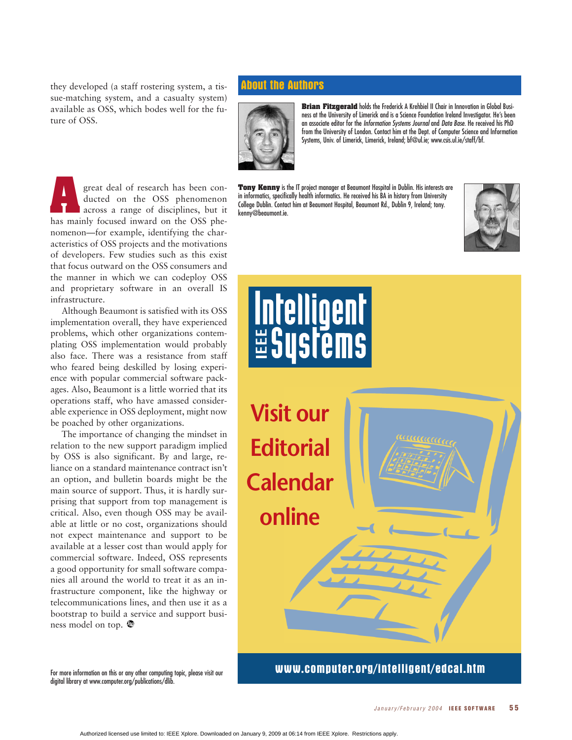they developed (a staff rostering system, a tissue-matching system, and a casualty system) available as OSS, which bodes well for the future of OSS.

A great deal of research has been conducted on the OSS phenomenon across a range of disciplines, but it has mainly focused inward on the OSS phenomenon—for example, identifying the characteristics of OSS projects and the motivations of developers. Few studies such as this exist that focus outward on the OSS consumers and the manner in which we can codeploy OSS and proprietary software in an overall IS infrastructure.

Although Beaumont is satisfied with its OSS implementation overall, they have experienced problems, which other organizations contemplating OSS implementation would probably also face. There was a resistance from staff who feared being deskilled by losing experience with popular commercial software packages. Also, Beaumont is a little worried that its operations staff, who have amassed considerable experience in OSS deployment, might now be poached by other organizations.

The importance of changing the mindset in relation to the new support paradigm implied by OSS is also significant. By and large, reliance on a standard maintenance contract isn't an option, and bulletin boards might be the main source of support. Thus, it is hardly surprising that support from top management is critical. Also, even though OSS may be available at little or no cost, organizations should not expect maintenance and support to be available at a lesser cost than would apply for commercial software. Indeed, OSS represents a good opportunity for small software companies all around the world to treat it as an infrastructure component, like the highway or telecommunications lines, and then use it as a bootstrap to build a service and support business model on top.

For more information on this or any other computing topic, please visit our digital library at www.computer.org/publications/dlib.

## About the Authors

**Brian Fitzgerald** holds the Frederick A Krehbiel II Chair in Innovation in Global Business at the University of Limerick and is a Science Foundation Ireland Investigator. He's been an associate editor for the *Information Systems Journal* and *Data Base*. He received his PhD from the University of London. Contact him at the Dept. of Computer Science and Information Systems, Univ. of Limerick, Limerick, Ireland; bf@ul.ie; www.csis.ul.ie/staff/bf.

**Tony Kenny** is the IT project manager at Beaumont Hospital in Dublin. His interests are in informatics, specifically health informatics. He received his BA in history from University College Dublin. Contact him at Beaumont Hospital, Beaumont Rd., Dublin 9, Ireland; tony.kenny@beaumont.ie.

IEEE Intelligent Systems

Visit our Editorial Calendar online

www.computer.org/intelligent/edcal.htm